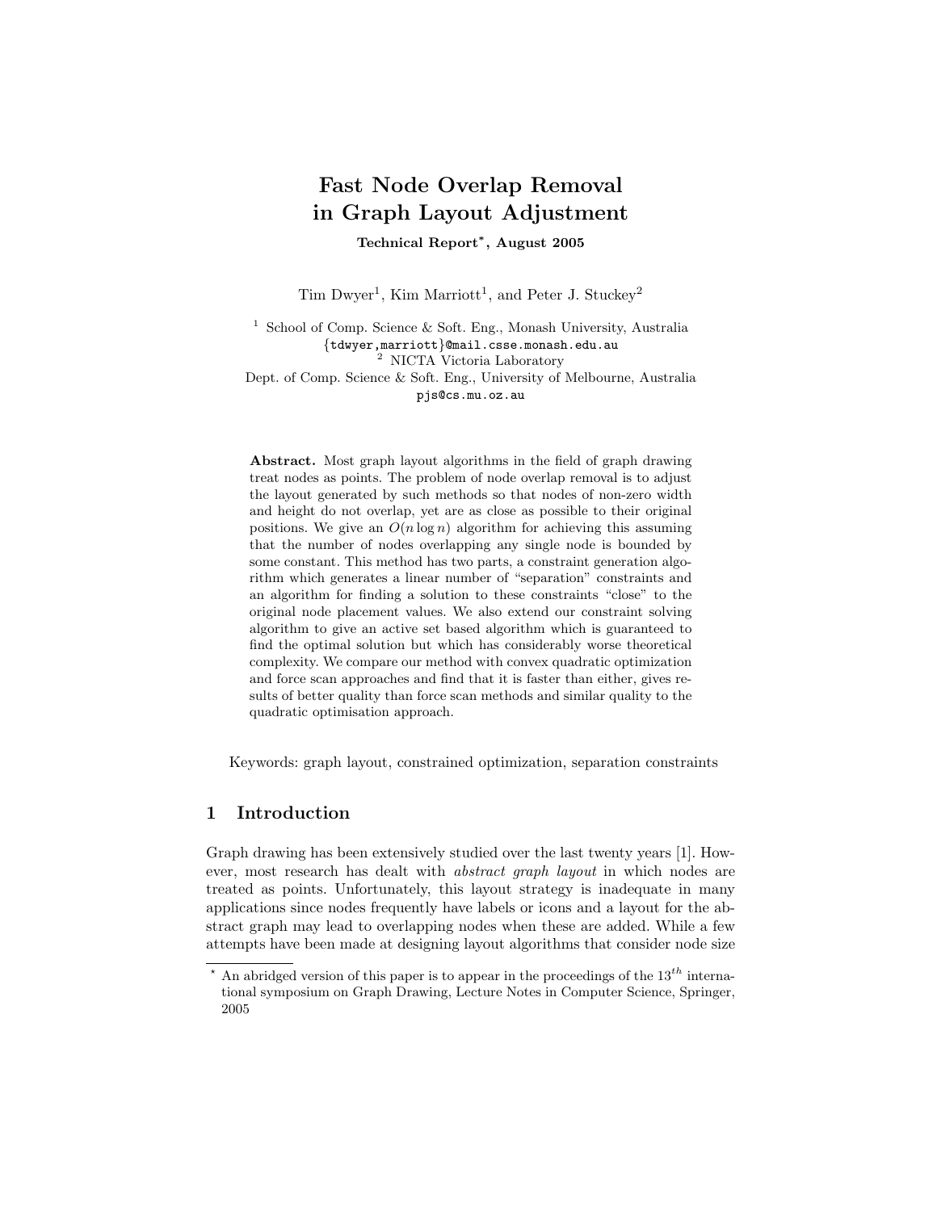# Fast Node Overlap Removal in Graph Layout Adjustment

**Technical Report*, August 2005**

Tim Dwyer[1], Kim Marriott[1], and Peter J. Stuckey[2]

[1] School of Comp. Science & Soft. Eng., Monash University, Australia
{tdwyer,marriott}@mail.csse.monash.edu.au
[2] NICTA Victoria Laboratory
Dept. of Comp. Science & Soft. Eng., University of Melbourne, Australia
pjs@cs.mu.oz.au

**Abstract.** Most graph layout algorithms in the field of graph drawing treat nodes as points. The problem of node overlap removal is to adjust the layout generated by such methods so that nodes of non-zero width and height do not overlap, yet are as close as possible to their original positions. We give an $O(n \log n)$ algorithm for achieving this assuming that the number of nodes overlapping any single node is bounded by some constant. This method has two parts, a constraint generation algorithm which generates a linear number of "separation" constraints and an algorithm for finding a solution to these constraints "close" to the original node placement values. We also extend our constraint solving algorithm to give an active set based algorithm which is guaranteed to find the optimal solution but which has considerably worse theoretical complexity. We compare our method with convex quadratic optimization and force scan approaches and find that it is faster than either, gives results of better quality than force scan methods and similar quality to the quadratic optimisation approach.

Keywords: graph layout, constrained optimization, separation constraints

## 1 Introduction

Graph drawing has been extensively studied over the last twenty years [1]. However, most research has dealt with *abstract graph layout* in which nodes are treated as points. Unfortunately, this layout strategy is inadequate in many applications since nodes frequently have labels or icons and a layout for the abstract graph may lead to overlapping nodes when these are added. While a few attempts have been made at designing layout algorithms that consider node size

* An abridged version of this paper is to appear in the proceedings of the $13^{th}$ international symposium on Graph Drawing, Lecture Notes in Computer Science, Springer, 2005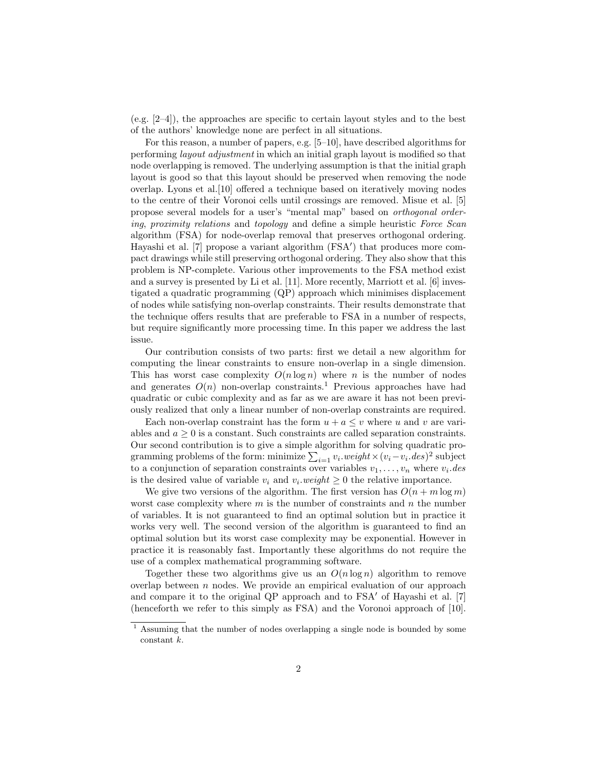(e.g. [2–4]), the approaches are specific to certain layout styles and to the best of the authors' knowledge none are perfect in all situations.

For this reason, a number of papers, e.g. [5–10], have described algorithms for performing *layout adjustment* in which an initial graph layout is modified so that node overlapping is removed. The underlying assumption is that the initial graph layout is good so that this layout should be preserved when removing the node overlap. Lyons et al.[10] offered a technique based on iteratively moving nodes to the centre of their Voronoi cells until crossings are removed. Misue et al. [5] propose several models for a user's "mental map" based on *orthogonal ordering*, *proximity relations* and *topology* and define a simple heuristic *Force Scan* algorithm (FSA) for node-overlap removal that preserves orthogonal ordering. Hayashi et al. [7] propose a variant algorithm (FSA′) that produces more compact drawings while still preserving orthogonal ordering. They also show that this problem is NP-complete. Various other improvements to the FSA method exist and a survey is presented by Li et al. [11]. More recently, Marriott et al. [6] investigated a quadratic programming (QP) approach which minimises displacement of nodes while satisfying non-overlap constraints. Their results demonstrate that the technique offers results that are preferable to FSA in a number of respects, but require significantly more processing time. In this paper we address the last issue.

Our contribution consists of two parts: first we detail a new algorithm for computing the linear constraints to ensure non-overlap in a single dimension. This has worst case complexity $O(n \log n)$ where $n$ is the number of nodes and generates $O(n)$ non-overlap constraints.[1] Previous approaches have had quadratic or cubic complexity and as far as we are aware it has not been previously realized that only a linear number of non-overlap constraints are required.

Each non-overlap constraint has the form $u + a \leq v$ where $u$ and $v$ are variables and $a \geq 0$ is a constant. Such constraints are called separation constraints. Our second contribution is to give a simple algorithm for solving quadratic programming problems of the form: minimize $\sum_{i=1} v_i.weight \times (v_i - v_i.des)^2$ subject to a conjunction of separation constraints over variables $v_1, \ldots, v_n$ where $v_i.des$ is the desired value of variable $v_i$ and $v_i.weight \geq 0$ the relative importance.

We give two versions of the algorithm. The first version has $O(n + m \log m)$ worst case complexity where $m$ is the number of constraints and $n$ the number of variables. It is not guaranteed to find an optimal solution but in practice it works very well. The second version of the algorithm is guaranteed to find an optimal solution but its worst case complexity may be exponential. However in practice it is reasonably fast. Importantly these algorithms do not require the use of a complex mathematical programming software.

Together these two algorithms give us an $O(n \log n)$ algorithm to remove overlap between $n$ nodes. We provide an empirical evaluation of our approach and compare it to the original QP approach and to FSA′ of Hayashi et al. [7] (henceforth we refer to this simply as FSA) and the Voronoi approach of [10].

[1] Assuming that the number of nodes overlapping a single node is bounded by some constant $k$.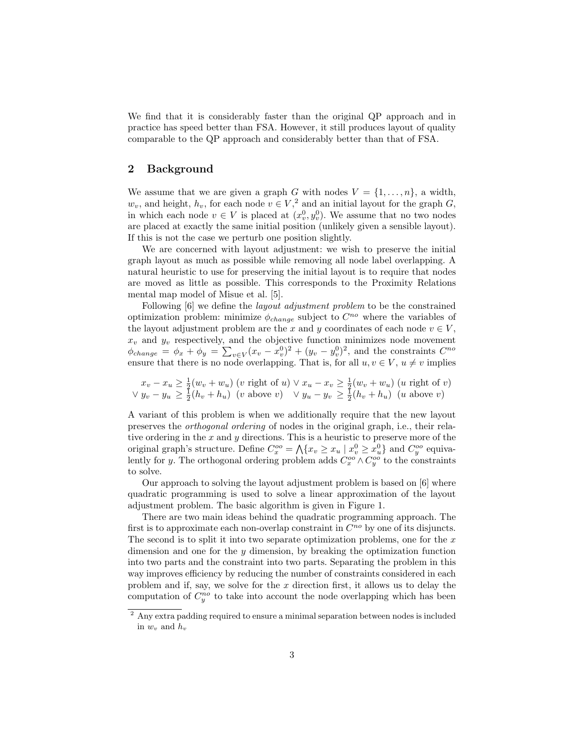We find that it is considerably faster than the original QP approach and in practice has speed better than FSA. However, it still produces layout of quality comparable to the QP approach and considerably better than that of FSA.

## 2 Background

We assume that we are given a graph $G$ with nodes $V = \{1, \ldots, n\}$, a width, $w_v$, and height, $h_v$, for each node $v \in V$,[2] and an initial layout for the graph $G$, in which each node $v \in V$ is placed at $(x_v^0, y_v^0)$. We assume that no two nodes are placed at exactly the same initial position (unlikely given a sensible layout). If this is not the case we perturb one position slightly.

We are concerned with layout adjustment: we wish to preserve the initial graph layout as much as possible while removing all node label overlapping. A natural heuristic to use for preserving the initial layout is to require that nodes are moved as little as possible. This corresponds to the Proximity Relations mental map model of Misue et al. [5].

Following [6] we define the *layout adjustment problem* to be the constrained optimization problem: minimize $\phi_{change}$ subject to $C^{no}$ where the variables of the layout adjustment problem are the $x$ and $y$ coordinates of each node $v \in V$, $x_v$ and $y_v$ respectively, and the objective function minimizes node movement $\phi_{change} = \phi_x + \phi_y = \sum_{v \in V}(x_v - x_v^0)^2 + (y_v - y_v^0)^2$, and the constraints $C^{no}$ ensure that there is no node overlapping. That is, for all $u, v \in V$, $u \neq v$ implies

$$
\begin{array}{l}
x_v - x_u \geq \frac{1}{2}(w_v + w_u) \text{ ($v$ right of $u$)} \vee x_u - x_v \geq \frac{1}{2}(w_v + w_u) \text{ ($u$ right of $v$)} \\
\vee\, y_v - y_u \geq \frac{1}{2}(h_v + h_u) \text{ ($v$ above $v$)} \quad \vee\, y_u - y_v \geq \frac{1}{2}(h_v + h_u) \text{ ($u$ above $v$)}
\end{array}
$$

A variant of this problem is when we additionally require that the new layout preserves the *orthogonal ordering* of nodes in the original graph, i.e., their relative ordering in the $x$ and $y$ directions. This is a heuristic to preserve more of the original graph's structure. Define $C_x^{oo} = \bigwedge\{x_v \geq x_u \mid x_v^0 \geq x_u^0\}$ and $C_y^{oo}$ equivalently for $y$. The orthogonal ordering problem adds $C_x^{oo} \wedge C_y^{oo}$ to the constraints to solve.

Our approach to solving the layout adjustment problem is based on [6] where quadratic programming is used to solve a linear approximation of the layout adjustment problem. The basic algorithm is given in Figure 1.

There are two main ideas behind the quadratic programming approach. The first is to approximate each non-overlap constraint in $C^{no}$ by one of its disjuncts. The second is to split it into two separate optimization problems, one for the $x$ dimension and one for the $y$ dimension, by breaking the optimization function into two parts and the constraint into two parts. Separating the problem in this way improves efficiency by reducing the number of constraints considered in each problem and if, say, we solve for the $x$ direction first, it allows us to delay the computation of $C_y^{no}$ to take into account the node overlapping which has been

[2] Any extra padding required to ensure a minimal separation between nodes is included in $w_v$ and $h_v$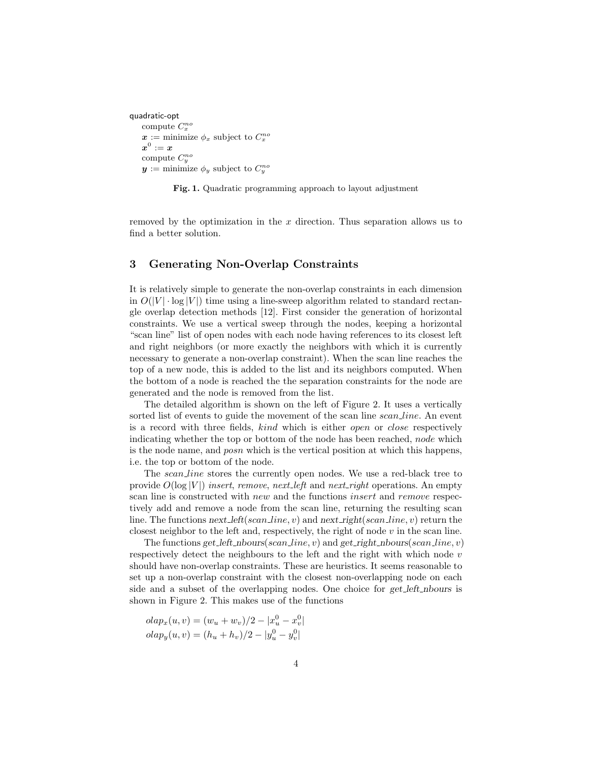```
quadratic-opt
    compute C_x^no
    x := minimize φ_x subject to C_x^no
    x^0 := x
    compute C_y^no
    y := minimize φ_y subject to C_y^no
```

**Fig. 1.** Quadratic programming approach to layout adjustment

removed by the optimization in the $x$ direction. Thus separation allows us to find a better solution.

## 3 Generating Non-Overlap Constraints

It is relatively simple to generate the non-overlap constraints in each dimension in $O(|V| \cdot \log |V|)$ time using a line-sweep algorithm related to standard rectangle overlap detection methods [12]. First consider the generation of horizontal constraints. We use a vertical sweep through the nodes, keeping a horizontal "scan line" list of open nodes with each node having references to its closest left and right neighbors (or more exactly the neighbors with which it is currently necessary to generate a non-overlap constraint). When the scan line reaches the top of a new node, this is added to the list and its neighbors computed. When the bottom of a node is reached the the separation constraints for the node are generated and the node is removed from the list.

The detailed algorithm is shown on the left of Figure 2. It uses a vertically sorted list of events to guide the movement of the scan line *scan_line*. An event is a record with three fields, *kind* which is either *open* or *close* respectively indicating whether the top or bottom of the node has been reached, *node* which is the node name, and *posn* which is the vertical position at which this happens, i.e. the top or bottom of the node.

The *scan_line* stores the currently open nodes. We use a red-black tree to provide $O(\log |V|)$ *insert*, *remove*, *next_left* and *next_right* operations. An empty scan line is constructed with *new* and the functions *insert* and *remove* respectively add and remove a node from the scan line, returning the resulting scan line. The functions *next_left*(*scan_line*, $v$) and *next_right*(*scan_line*, $v$) return the closest neighbor to the left and, respectively, the right of node $v$ in the scan line.

The functions *get_left_nbours*(*scan_line*, $v$) and *get_right_nbours*(*scan_line*, $v$) respectively detect the neighbours to the left and the right with which node $v$ should have non-overlap constraints. These are heuristics. It seems reasonable to set up a non-overlap constraint with the closest non-overlapping node on each side and a subset of the overlapping nodes. One choice for *get_left_nbours* is shown in Figure 2. This makes use of the functions

$$olap_x(u, v) = (w_u + w_v)/2 - |x^0_u - x^0_v|$$
$$olap_y(u, v) = (h_u + h_v)/2 - |y^0_u - y^0_v|$$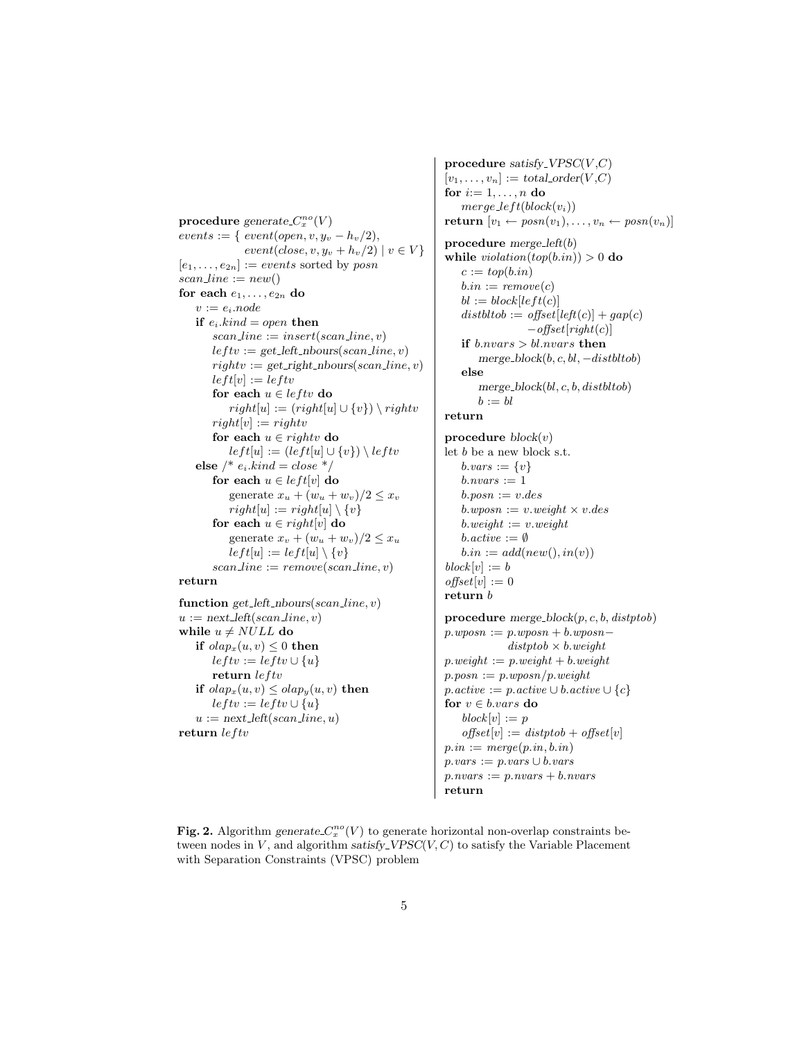```
procedure generate_C_x^no(V)
events := { event(open, v, y_v − h_v/2),
            event(close, v, y_v + h_v/2) | v ∈ V }
[e_1, ..., e_2n] := events sorted by posn
scan_line := new()
for each e_1, ..., e_2n do
    v := e_i.node
    if e_i.kind = open then
        scan_line := insert(scan_line, v)
        leftv := get_left_nbours(scan_line, v)
        rightv := get_right_nbours(scan_line, v)
        left[v] := leftv
        for each u ∈ leftv do
            right[u] := (right[u] ∪ {v}) \ rightv
        right[v] := rightv
        for each u ∈ rightv do
            left[u] := (left[u] ∪ {v}) \ leftv
    else /* e_i.kind = close */
        for each u ∈ left[v] do
            generate x_u + (w_u + w_v)/2 ≤ x_v
            right[u] := right[u] \ {v}
        for each u ∈ right[v] do
            generate x_v + (w_u + w_v)/2 ≤ x_u
            left[u] := left[u] \ {v}
        scan_line := remove(scan_line, v)
return

function get_left_nbours(scan_line, v)
u := next_left(scan_line, v)
while u ≠ NULL do
    if olap_x(u, v) ≤ 0 then
        leftv := leftv ∪ {u}
        return leftv
    if olap_x(u, v) ≤ olap_y(u, v) then
        leftv := leftv ∪ {u}
    u := next_left(scan_line, u)
return leftv
```

```
procedure satisfy_VPSC(V,C)
[v_1, ..., v_n] := total_order(V,C)
for i := 1, ..., n do
    merge_left(block(v_i))
return [v_1 ← posn(v_1), ..., v_n ← posn(v_n)]

procedure merge_left(b)
while violation(top(b.in)) > 0 do
    c := top(b.in)
    b.in := remove(c)
    bl := block[left(c)]
    distbltob := offset[left(c)] + gap(c)
                 − offset[right(c)]
    if b.nvars > bl.nvars then
        merge_block(b, c, bl, −distbltob)
    else
        merge_block(bl, c, b, distbltob)
        b := bl
return

procedure block(v)
let b be a new block s.t.
    b.vars := {v}
    b.nvars := 1
    b.posn := v.des
    b.wposn := v.weight × v.des
    b.weight := v.weight
    b.active := ∅
    b.in := add(new(), in(v))
block[v] := b
offset[v] := 0
return b

procedure merge_block(p, c, b, distptob)
p.wposn := p.wposn + b.wposn−
           distptob × b.weight
p.weight := p.weight + b.weight
p.posn := p.wposn/p.weight
p.active := p.active ∪ b.active ∪ {c}
for v ∈ b.vars do
    block[v] := p
    offset[v] := distptob + offset[v]
p.in := merge(p.in, b.in)
p.vars := p.vars ∪ b.vars
p.nvars := p.nvars + b.nvars
return
```

**Fig. 2.** Algorithm *generate*\_$C_x^{no}(V)$ to generate horizontal non-overlap constraints between nodes in $V$, and algorithm *satisfy\_VPSC*$(V, C)$ to satisfy the Variable Placement with Separation Constraints (VPSC) problem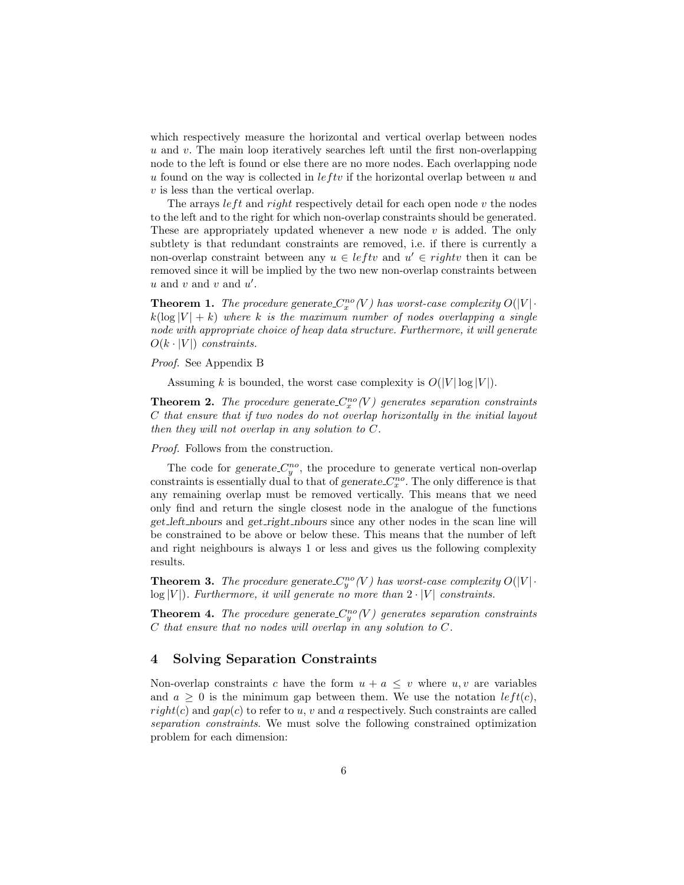which respectively measure the horizontal and vertical overlap between nodes $u$ and $v$. The main loop iteratively searches left until the first non-overlapping node to the left is found or else there are no more nodes. Each overlapping node $u$ found on the way is collected in $leftv$ if the horizontal overlap between $u$ and $v$ is less than the vertical overlap.

The arrays $left$ and $right$ respectively detail for each open node $v$ the nodes to the left and to the right for which non-overlap constraints should be generated. These are appropriately updated whenever a new node $v$ is added. The only subtlety is that redundant constraints are removed, i.e. if there is currently a non-overlap constraint between any $u \in leftv$ and $u' \in rightv$ then it can be removed since it will be implied by the two new non-overlap constraints between $u$ and $v$ and $v$ and $u'$.

**Theorem 1.** *The procedure generate_$C_x^{no}(V)$ has worst-case complexity $O(|V| \cdot k(\log |V| + k)$ where $k$ is the maximum number of nodes overlapping a single node with appropriate choice of heap data structure. Furthermore, it will generate $O(k \cdot |V|)$ constraints.*

*Proof.* See Appendix B

Assuming $k$ is bounded, the worst case complexity is $O(|V| \log |V|)$.

**Theorem 2.** *The procedure generate_$C_x^{no}(V)$ generates separation constraints $C$ that ensure that if two nodes do not overlap horizontally in the initial layout then they will not overlap in any solution to $C$.*

*Proof.* Follows from the construction.

The code for *generate_*$C_y^{no}$, the procedure to generate vertical non-overlap constraints is essentially dual to that of *generate_*$C_x^{no}$. The only difference is that any remaining overlap must be removed vertically. This means that we need only find and return the single closest node in the analogue of the functions *get_left_nbours* and *get_right_nbours* since any other nodes in the scan line will be constrained to be above or below these. This means that the number of left and right neighbours is always 1 or less and gives us the following complexity results.

**Theorem 3.** *The procedure generate_$C_y^{no}(V)$ has worst-case complexity $O(|V| \cdot \log |V|)$. Furthermore, it will generate no more than $2 \cdot |V|$ constraints.*

**Theorem 4.** *The procedure generate_$C_y^{no}(V)$ generates separation constraints $C$ that ensure that no nodes will overlap in any solution to $C$.*

## 4 Solving Separation Constraints

Non-overlap constraints $c$ have the form $u + a \leq v$ where $u, v$ are variables and $a \geq 0$ is the minimum gap between them. We use the notation $left(c)$, $right(c)$ and $gap(c)$ to refer to $u$, $v$ and $a$ respectively. Such constraints are called *separation constraints*. We must solve the following constrained optimization problem for each dimension: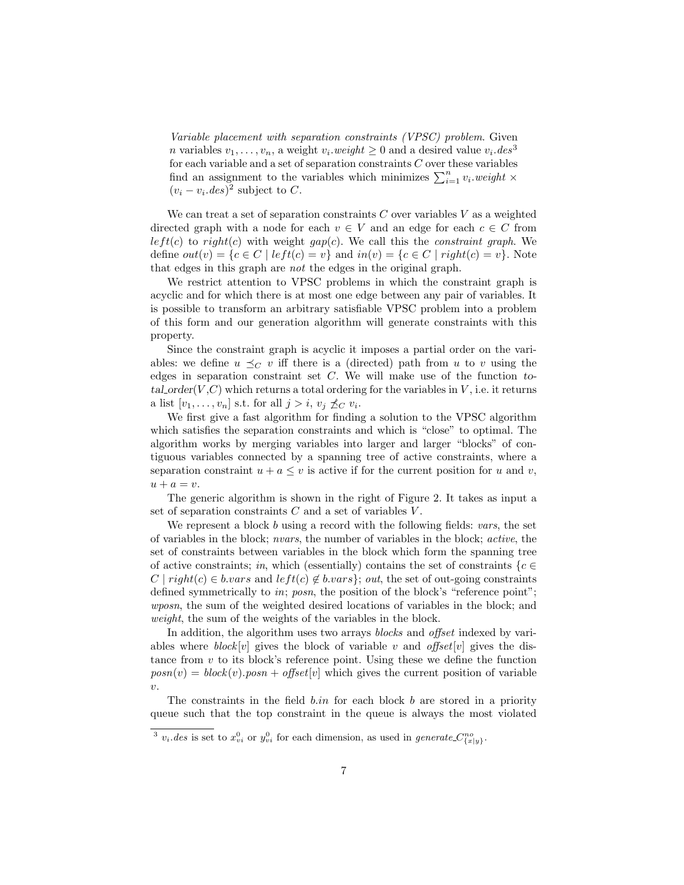*Variable placement with separation constraints (VPSC) problem.* Given $n$ variables $v_1, \ldots, v_n$, a weight $v_i.weight \geq 0$ and a desired value $v_i.des$[3] for each variable and a set of separation constraints $C$ over these variables find an assignment to the variables which minimizes $\sum_{i=1}^{n} v_i.weight \times (v_i - v_i.des)^2$ subject to $C$.

We can treat a set of separation constraints $C$ over variables $V$ as a weighted directed graph with a node for each $v \in V$ and an edge for each $c \in C$ from $left(c)$ to $right(c)$ with weight $gap(c)$. We call this the *constraint graph*. We define $out(v) = \{c \in C \mid left(c) = v\}$ and $in(v) = \{c \in C \mid right(c) = v\}$. Note that edges in this graph are *not* the edges in the original graph.

We restrict attention to VPSC problems in which the constraint graph is acyclic and for which there is at most one edge between any pair of variables. It is possible to transform an arbitrary satisfiable VPSC problem into a problem of this form and our generation algorithm will generate constraints with this property.

Since the constraint graph is acyclic it imposes a partial order on the variables: we define $u \preceq_C v$ iff there is a (directed) path from $u$ to $v$ using the edges in separation constraint set $C$. We will make use of the function *total_order*($V$,$C$) which returns a total ordering for the variables in $V$, i.e. it returns a list $[v_1, \ldots, v_n]$ s.t. for all $j > i$, $v_j \not\preceq_C v_i$.

We first give a fast algorithm for finding a solution to the VPSC algorithm which satisfies the separation constraints and which is "close" to optimal. The algorithm works by merging variables into larger and larger "blocks" of contiguous variables connected by a spanning tree of active constraints, where a separation constraint $u + a \leq v$ is active if for the current position for $u$ and $v$, $u + a = v$.

The generic algorithm is shown in the right of Figure 2. It takes as input a set of separation constraints $C$ and a set of variables $V$.

We represent a block $b$ using a record with the following fields: *vars*, the set of variables in the block; *nvars*, the number of variables in the block; *active*, the set of constraints between variables in the block which form the spanning tree of active constraints; *in*, which (essentially) contains the set of constraints $\{c \in C \mid right(c) \in b.vars$ and $left(c) \notin b.vars\}$; *out*, the set of out-going constraints defined symmetrically to *in*; *posn*, the position of the block's "reference point"; *wposn*, the sum of the weighted desired locations of variables in the block; and *weight*, the sum of the weights of the variables in the block.

In addition, the algorithm uses two arrays *blocks* and *offset* indexed by variables where *block*[$v$] gives the block of variable $v$ and *offset*[$v$] gives the distance from $v$ to its block's reference point. Using these we define the function $posn(v) = block(v).posn + offset[v]$ which gives the current position of variable $v$.

The constraints in the field $b.in$ for each block $b$ are stored in a priority queue such that the top constraint in the queue is always the most violated

[3] $v_i.des$ is set to $x^0_{vi}$ or $y^0_{vi}$ for each dimension, as used in $generate\_C^{no}_{\{x|y\}}$.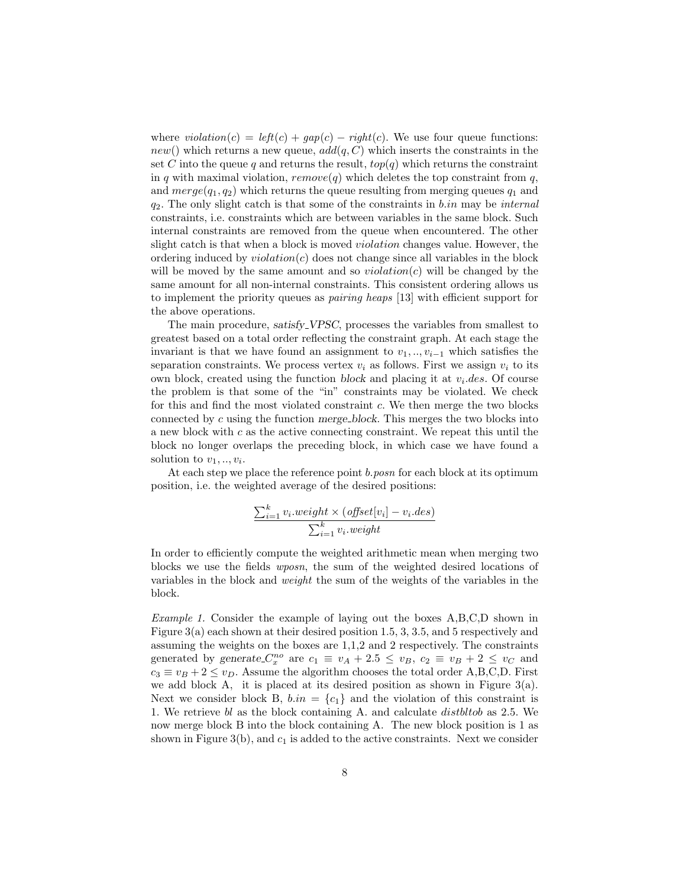where $violation(c) = left(c) + gap(c) - right(c)$. We use four queue functions: $new()$ which returns a new queue, $add(q, C)$ which inserts the constraints in the set $C$ into the queue $q$ and returns the result, $top(q)$ which returns the constraint in $q$ with maximal violation, $remove(q)$ which deletes the top constraint from $q$, and $merge(q_1, q_2)$ which returns the queue resulting from merging queues $q_1$ and $q_2$. The only slight catch is that some of the constraints in $b.in$ may be *internal* constraints, i.e. constraints which are between variables in the same block. Such internal constraints are removed from the queue when encountered. The other slight catch is that when a block is moved *violation* changes value. However, the ordering induced by $violation(c)$ does not change since all variables in the block will be moved by the same amount and so $violation(c)$ will be changed by the same amount for all non-internal constraints. This consistent ordering allows us to implement the priority queues as *pairing heaps* [13] with efficient support for the above operations.

The main procedure, *satisfy_VPSC*, processes the variables from smallest to greatest based on a total order reflecting the constraint graph. At each stage the invariant is that we have found an assignment to $v_1, .., v_{i-1}$ which satisfies the separation constraints. We process vertex $v_i$ as follows. First we assign $v_i$ to its own block, created using the function *block* and placing it at $v_i.des$. Of course the problem is that some of the "in" constraints may be violated. We check for this and find the most violated constraint $c$. We then merge the two blocks connected by $c$ using the function *merge_block*. This merges the two blocks into a new block with $c$ as the active connecting constraint. We repeat this until the block no longer overlaps the preceding block, in which case we have found a solution to $v_1, .., v_i$.

At each step we place the reference point $b.posn$ for each block at its optimum position, i.e. the weighted average of the desired positions:

$$\frac{\sum_{i=1}^{k} v_i.weight \times (offset[v_i] - v_i.des)}{\sum_{i=1}^{k} v_i.weight}$$

In order to efficiently compute the weighted arithmetic mean when merging two blocks we use the fields *wposn*, the sum of the weighted desired locations of variables in the block and *weight* the sum of the weights of the variables in the block.

*Example 1.* Consider the example of laying out the boxes A,B,C,D shown in Figure 3(a) each shown at their desired position 1.5, 3, 3.5, and 5 respectively and assuming the weights on the boxes are 1,1,2 and 2 respectively. The constraints generated by *generate_*$C_x^{no}$ are $c_1 \equiv v_A + 2.5 \leq v_B$, $c_2 \equiv v_B + 2 \leq v_C$ and $c_3 \equiv v_B + 2 \leq v_D$. Assume the algorithm chooses the total order A,B,C,D. First we add block A, it is placed at its desired position as shown in Figure 3(a). Next we consider block B, $b.in = \{c_1\}$ and the violation of this constraint is 1. We retrieve *bl* as the block containing A. and calculate *distbltob* as 2.5. We now merge block B into the block containing A. The new block position is 1 as shown in Figure 3(b), and $c_1$ is added to the active constraints. Next we consider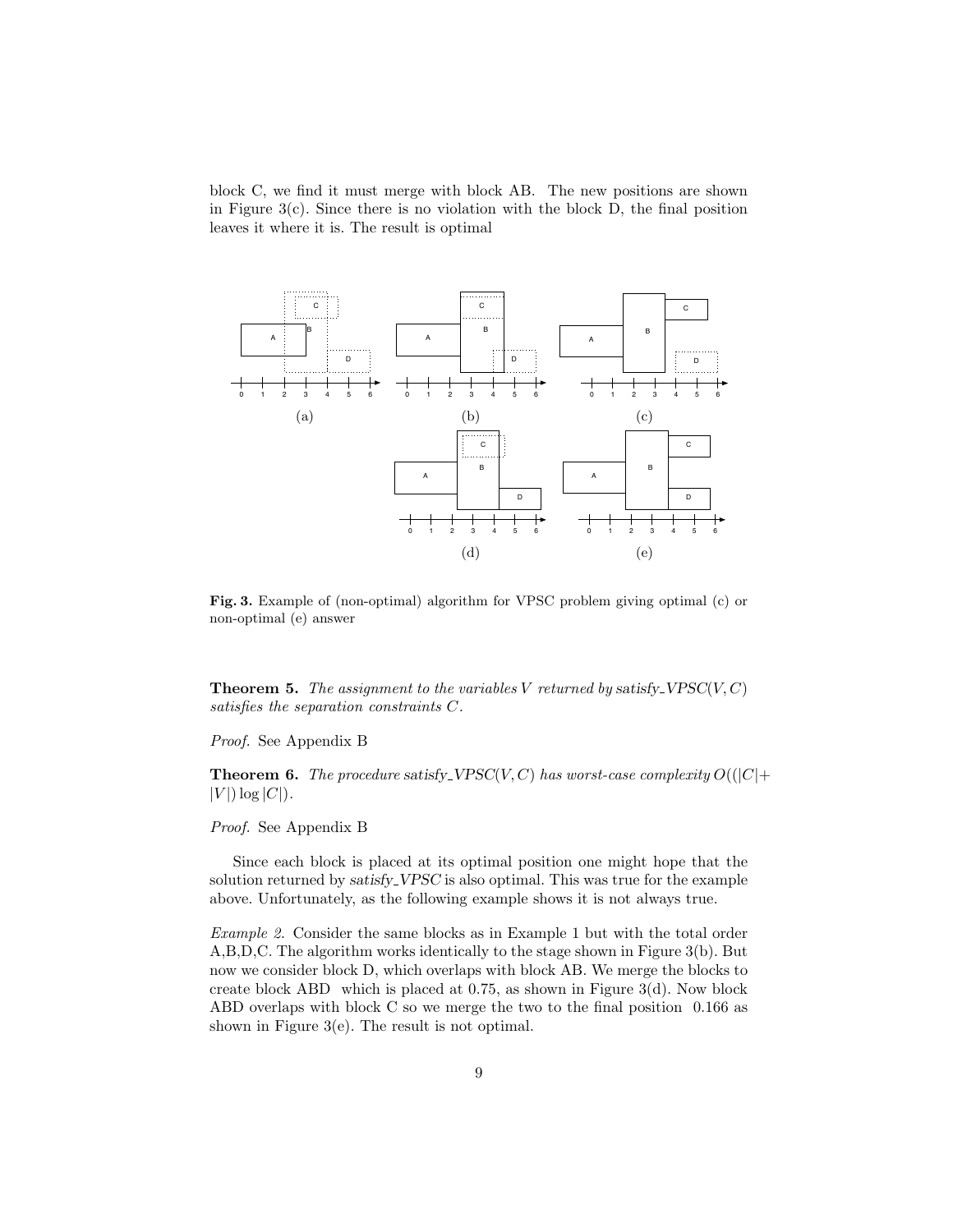block C, we find it must merge with block AB. The new positions are shown in Figure 3(c). Since there is no violation with the block D, the final position leaves it where it is. The result is optimal

**Fig. 3.** Example of (non-optimal) algorithm for VPSC problem giving optimal (c) or non-optimal (e) answer

**Theorem 5.** *The assignment to the variables $V$ returned by* satisfy_VPSC$(V,C)$ *satisfies the separation constraints $C$.*

*Proof.* See Appendix B

**Theorem 6.** *The procedure* satisfy_VPSC$(V,C)$ *has worst-case complexity $O((|C|+|V|)\log|C|)$.*

*Proof.* See Appendix B

Since each block is placed at its optimal position one might hope that the solution returned by *satisfy_VPSC* is also optimal. This was true for the example above. Unfortunately, as the following example shows it is not always true.

*Example 2.* Consider the same blocks as in Example 1 but with the total order A,B,D,C. The algorithm works identically to the stage shown in Figure 3(b). But now we consider block D, which overlaps with block AB. We merge the blocks to create block ABD which is placed at 0.75, as shown in Figure 3(d). Now block ABD overlaps with block C so we merge the two to the final position 0.166 as shown in Figure 3(e). The result is not optimal.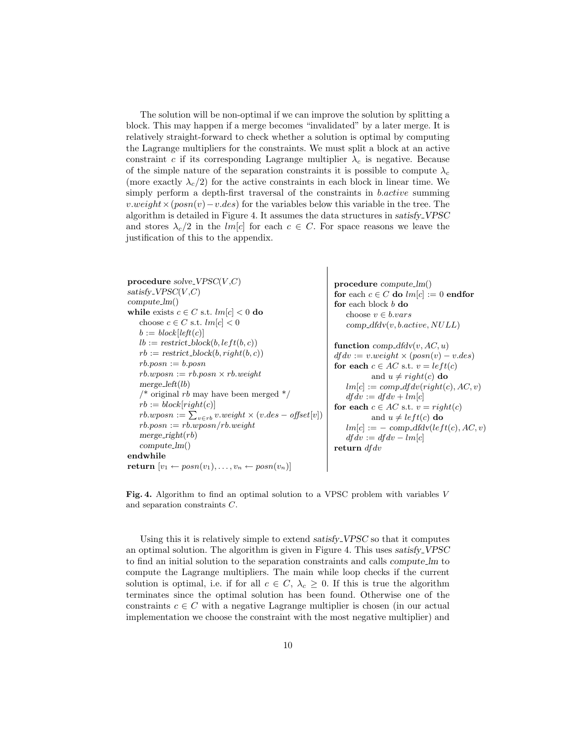The solution will be non-optimal if we can improve the solution by splitting a block. This may happen if a merge becomes "invalidated" by a later merge. It is relatively straight-forward to check whether a solution is optimal by computing the Lagrange multipliers for the constraints. We must split a block at an active constraint $c$ if its corresponding Lagrange multiplier $\lambda_c$ is negative. Because of the simple nature of the separation constraints it is possible to compute $\lambda_c$ (more exactly $\lambda_c/2$) for the active constraints in each block in linear time. We simply perform a depth-first traversal of the constraints in *b.active* summing $v.weight \times (posn(v) - v.des)$ for the variables below this variable in the tree. The algorithm is detailed in Figure 4. It assumes the data structures in *satisfy_VPSC* and stores $\lambda_c/2$ in the $lm[c]$ for each $c \in C$. For space reasons we leave the justification of this to the appendix.

```
procedure solve_VPSC(V,C)
satisfy_VPSC(V,C)
compute_lm()
while exists c ∈ C s.t. lm[c] < 0 do
    choose c ∈ C s.t. lm[c] < 0
    b := block[left(c)]
    lb := restrict_block(b, left(b, c))
    rb := restrict_block(b, right(b, c))
    rb.posn := b.posn
    rb.wposn := rb.posn × rb.weight
    merge_left(lb)
    /* original rb may have been merged */
    rb := block[right(c)]
    rb.wposn := Σ_{v∈rb} v.weight × (v.des − offset[v])
    rb.posn := rb.wposn/rb.weight
    merge_right(rb)
    compute_lm()
endwhile
return [v1 ← posn(v1), ..., vn ← posn(vn)]
```

```
procedure compute_lm()
for each c ∈ C do lm[c] := 0 endfor
for each block b do
    choose v ∈ b.vars
    comp_dfdv(v, b.active, NULL)

function comp_dfdv(v, AC, u)
dfdv := v.weight × (posn(v) − v.des)
for each c ∈ AC s.t. v = left(c)
        and u ≠ right(c) do
    lm[c] := comp_dfdv(right(c), AC, v)
    dfdv := dfdv + lm[c]
for each c ∈ AC s.t. v = right(c)
        and u ≠ left(c) do
    lm[c] := − comp_dfdv(left(c), AC, v)
    dfdv := dfdv − lm[c]
return dfdv
```

**Fig. 4.** Algorithm to find an optimal solution to a VPSC problem with variables $V$ and separation constraints $C$.

Using this it is relatively simple to extend *satisfy_VPSC* so that it computes an optimal solution. The algorithm is given in Figure 4. This uses *satisfy_VPSC* to find an initial solution to the separation constraints and calls *compute_lm* to compute the Lagrange multipliers. The main while loop checks if the current solution is optimal, i.e. if for all $c \in C$, $\lambda_c \geq 0$. If this is true the algorithm terminates since the optimal solution has been found. Otherwise one of the constraints $c \in C$ with a negative Lagrange multiplier is chosen (in our actual implementation we choose the constraint with the most negative multiplier) and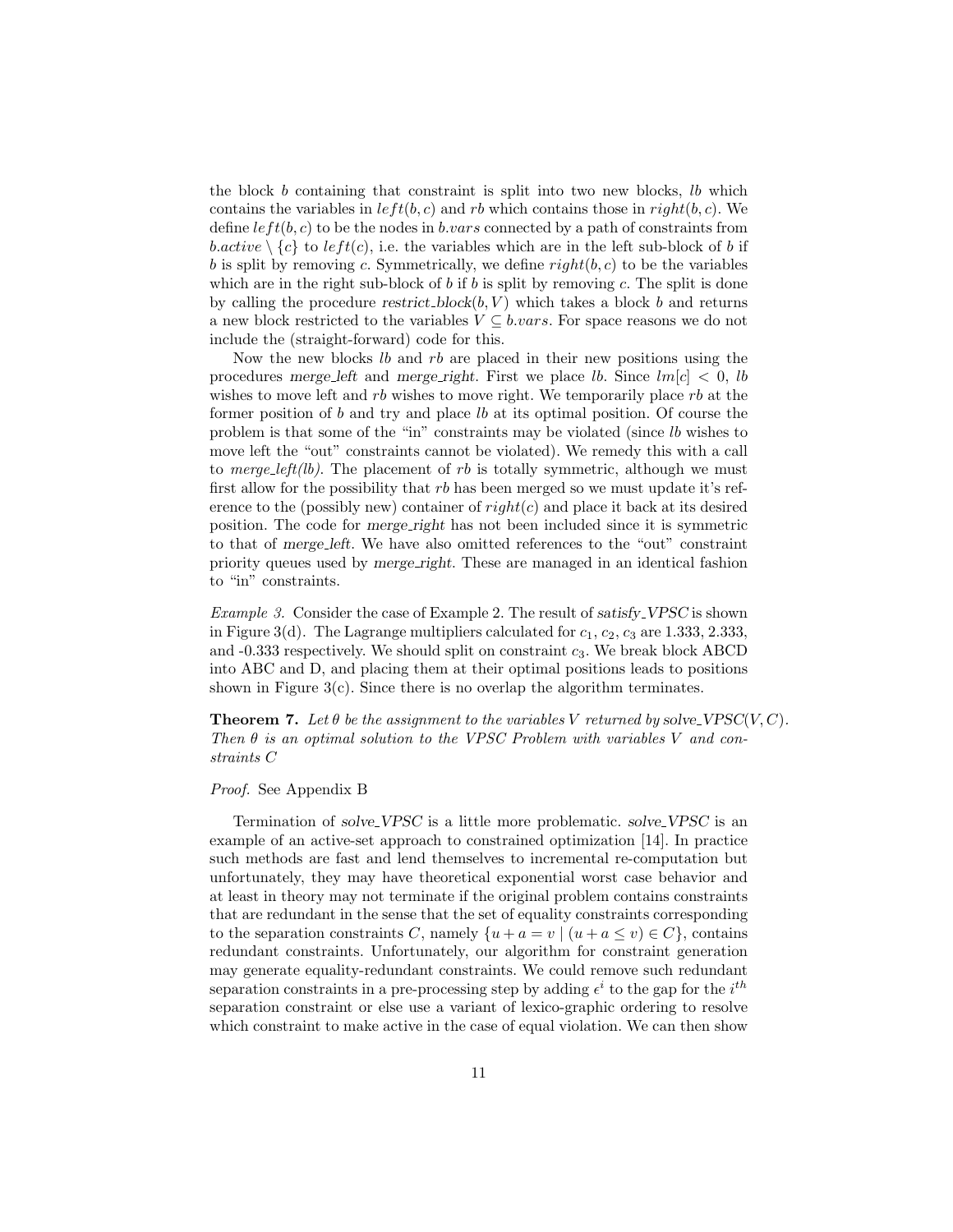the block $b$ containing that constraint is split into two new blocks, $lb$ which contains the variables in $left(b, c)$ and $rb$ which contains those in $right(b, c)$. We define $left(b, c)$ to be the nodes in $b.vars$ connected by a path of constraints from $b.active \setminus \{c\}$ to $left(c)$, i.e. the variables which are in the left sub-block of $b$ if $b$ is split by removing $c$. Symmetrically, we define $right(b, c)$ to be the variables which are in the right sub-block of $b$ if $b$ is split by removing $c$. The split is done by calling the procedure *restrict_block*$(b, V)$ which takes a block $b$ and returns a new block restricted to the variables $V \subseteq b.vars$. For space reasons we do not include the (straight-forward) code for this.

Now the new blocks $lb$ and $rb$ are placed in their new positions using the procedures *merge_left* and *merge_right*. First we place $lb$. Since $lm[c] < 0$, $lb$ wishes to move left and $rb$ wishes to move right. We temporarily place $rb$ at the former position of $b$ and try and place $lb$ at its optimal position. Of course the problem is that some of the "in" constraints may be violated (since $lb$ wishes to move left the "out" constraints cannot be violated). We remedy this with a call to *merge_left(lb)*. The placement of $rb$ is totally symmetric, although we must first allow for the possibility that $rb$ has been merged so we must update it's reference to the (possibly new) container of $right(c)$ and place it back at its desired position. The code for *merge_right* has not been included since it is symmetric to that of *merge_left*. We have also omitted references to the "out" constraint priority queues used by *merge_right*. These are managed in an identical fashion to "in" constraints.

*Example 3.* Consider the case of Example 2. The result of *satisfy_VPSC* is shown in Figure 3(d). The Lagrange multipliers calculated for $c_1$, $c_2$, $c_3$ are 1.333, 2.333, and -0.333 respectively. We should split on constraint $c_3$. We break block ABCD into ABC and D, and placing them at their optimal positions leads to positions shown in Figure 3(c). Since there is no overlap the algorithm terminates.

**Theorem 7.** *Let $\theta$ be the assignment to the variables $V$ returned by solve_VPSC$(V, C)$. Then $\theta$ is an optimal solution to the VPSC Problem with variables $V$ and constraints $C$*

*Proof.* See Appendix B

Termination of *solve_VPSC* is a little more problematic. *solve_VPSC* is an example of an active-set approach to constrained optimization [14]. In practice such methods are fast and lend themselves to incremental re-computation but unfortunately, they may have theoretical exponential worst case behavior and at least in theory may not terminate if the original problem contains constraints that are redundant in the sense that the set of equality constraints corresponding to the separation constraints $C$, namely $\{u + a = v \mid (u + a \leq v) \in C\}$, contains redundant constraints. Unfortunately, our algorithm for constraint generation may generate equality-redundant constraints. We could remove such redundant separation constraints in a pre-processing step by adding $\epsilon^i$ to the gap for the $i^{th}$ separation constraint or else use a variant of lexico-graphic ordering to resolve which constraint to make active in the case of equal violation. We can then show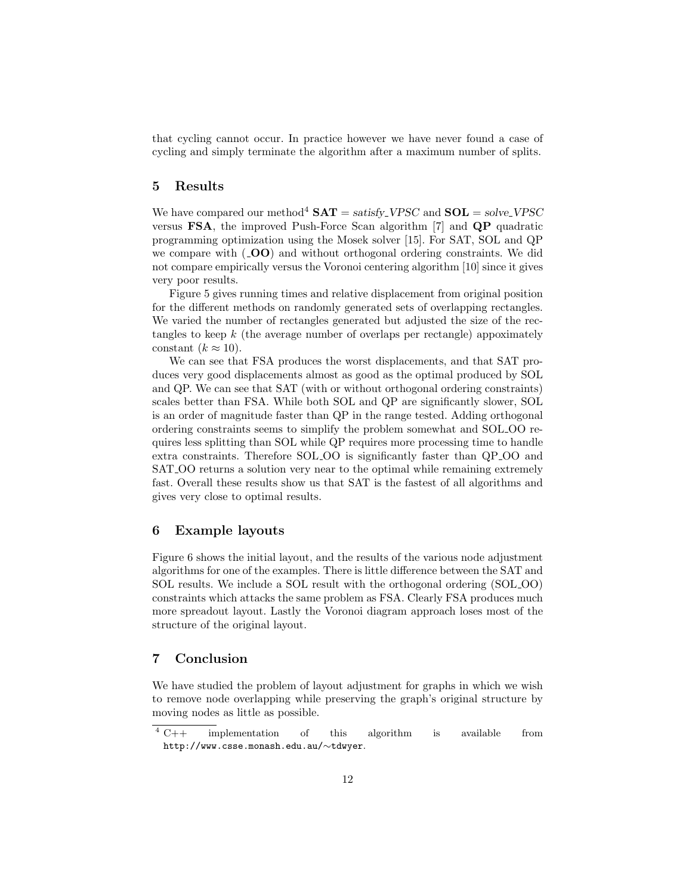that cycling cannot occur. In practice however we have never found a case of cycling and simply terminate the algorithm after a maximum number of splits.

## 5 Results

We have compared our method[4] **SAT** = *satisfy_VPSC* and **SOL** = *solve_VPSC* versus **FSA**, the improved Push-Force Scan algorithm [7] and **QP** quadratic programming optimization using the Mosek solver [15]. For SAT, SOL and QP we compare with (**_OO**) and without orthogonal ordering constraints. We did not compare empirically versus the Voronoi centering algorithm [10] since it gives very poor results.

Figure 5 gives running times and relative displacement from original position for the different methods on randomly generated sets of overlapping rectangles. We varied the number of rectangles generated but adjusted the size of the rectangles to keep $k$ (the average number of overlaps per rectangle) appoximately constant ($k \approx 10$).

We can see that FSA produces the worst displacements, and that SAT produces very good displacements almost as good as the optimal produced by SOL and QP. We can see that SAT (with or without orthogonal ordering constraints) scales better than FSA. While both SOL and QP are significantly slower, SOL is an order of magnitude faster than QP in the range tested. Adding orthogonal ordering constraints seems to simplify the problem somewhat and SOL_OO requires less splitting than SOL while QP requires more processing time to handle extra constraints. Therefore SOL_OO is significantly faster than QP_OO and SAT_OO returns a solution very near to the optimal while remaining extremely fast. Overall these results show us that SAT is the fastest of all algorithms and gives very close to optimal results.

## 6 Example layouts

Figure 6 shows the initial layout, and the results of the various node adjustment algorithms for one of the examples. There is little difference between the SAT and SOL results. We include a SOL result with the orthogonal ordering (SOL_OO) constraints which attacks the same problem as FSA. Clearly FSA produces much more spreadout layout. Lastly the Voronoi diagram approach loses most of the structure of the original layout.

## 7 Conclusion

We have studied the problem of layout adjustment for graphs in which we wish to remove node overlapping while preserving the graph's original structure by moving nodes as little as possible.

---

[4] C++ implementation of this algorithm is available from `http://www.csse.monash.edu.au/~tdwyer`.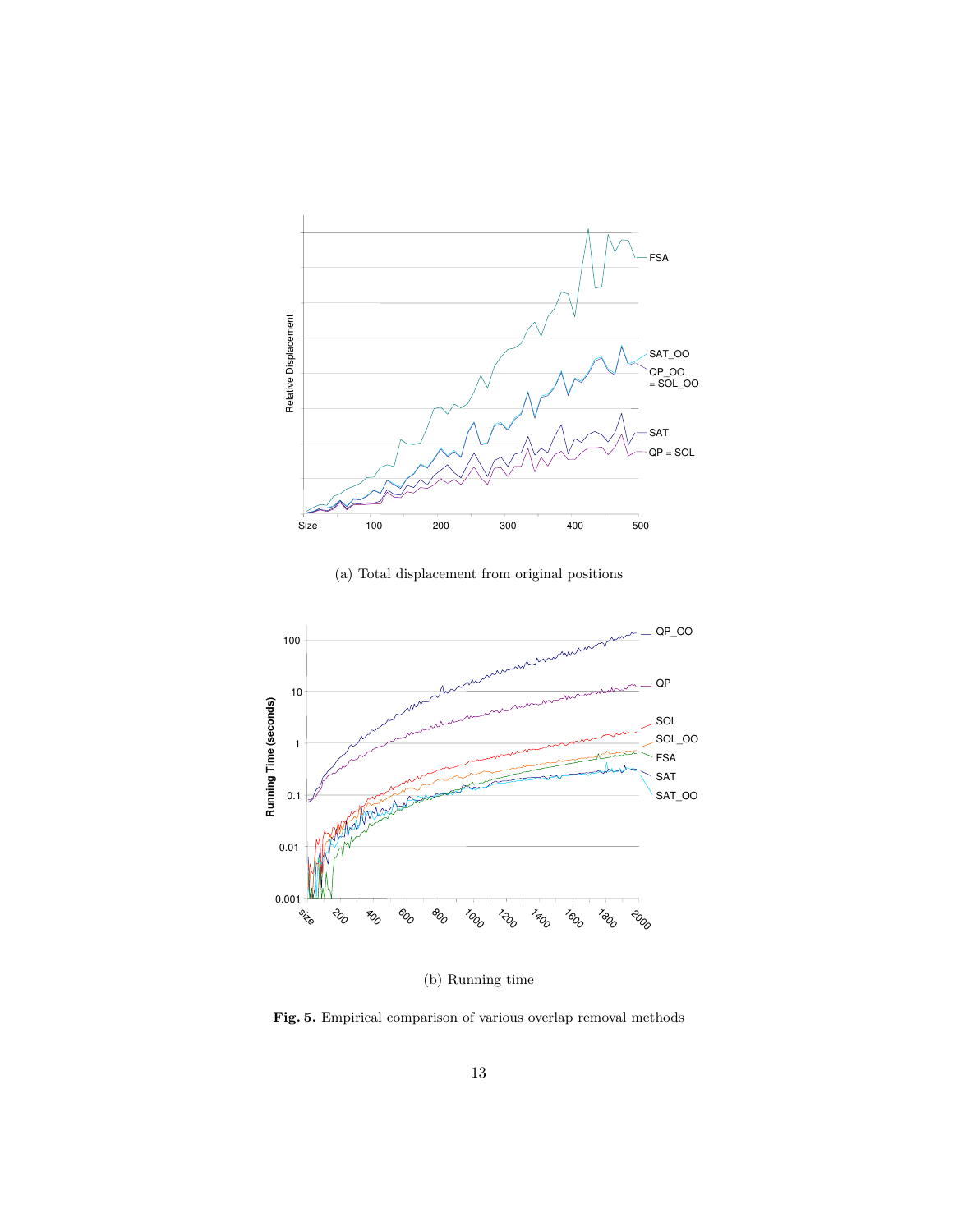(a) Total displacement from original positions

(b) Running time

**Fig. 5.** Empirical comparison of various overlap removal methods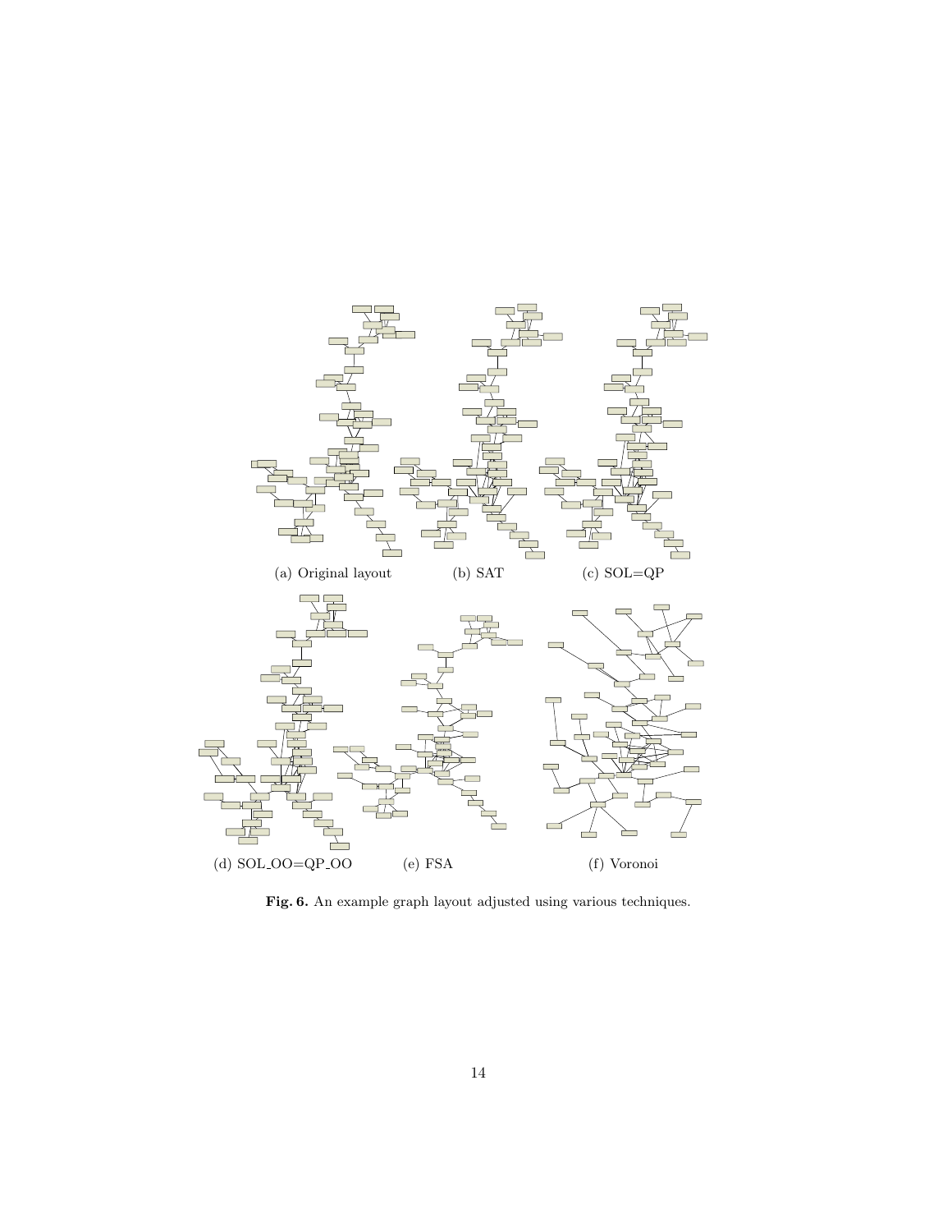(a) Original layout

(b) SAT

(c) SOL=QP

(d) SOL_OO=QP_OO

(e) FSA

(f) Voronoi

**Fig. 6.** An example graph layout adjusted using various techniques.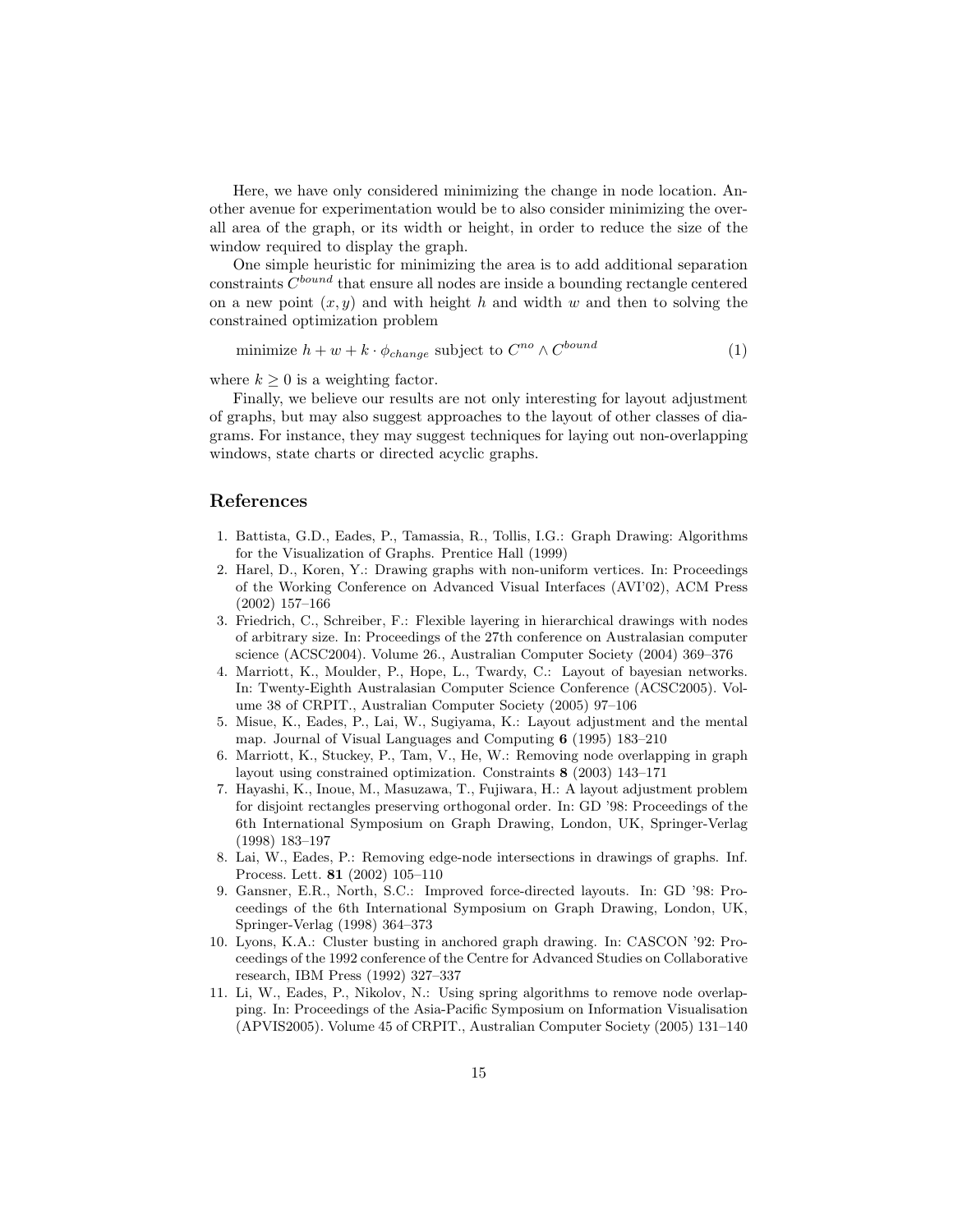Here, we have only considered minimizing the change in node location. Another avenue for experimentation would be to also consider minimizing the overall area of the graph, or its width or height, in order to reduce the size of the window required to display the graph.

One simple heuristic for minimizing the area is to add additional separation constraints $C^{bound}$ that ensure all nodes are inside a bounding rectangle centered on a new point $(x, y)$ and with height $h$ and width $w$ and then to solving the constrained optimization problem

$$\text{minimize } h + w + k \cdot \phi_{change} \text{ subject to } C^{no} \wedge C^{bound} \tag{1}$$

where $k \geq 0$ is a weighting factor.

Finally, we believe our results are not only interesting for layout adjustment of graphs, but may also suggest approaches to the layout of other classes of diagrams. For instance, they may suggest techniques for laying out non-overlapping windows, state charts or directed acyclic graphs.

## References

1. Battista, G.D., Eades, P., Tamassia, R., Tollis, I.G.: Graph Drawing: Algorithms for the Visualization of Graphs. Prentice Hall (1999)
2. Harel, D., Koren, Y.: Drawing graphs with non-uniform vertices. In: Proceedings of the Working Conference on Advanced Visual Interfaces (AVI'02), ACM Press (2002) 157–166
3. Friedrich, C., Schreiber, F.: Flexible layering in hierarchical drawings with nodes of arbitrary size. In: Proceedings of the 27th conference on Australasian computer science (ACSC2004). Volume 26., Australian Computer Society (2004) 369–376
4. Marriott, K., Moulder, P., Hope, L., Twardy, C.: Layout of bayesian networks. In: Twenty-Eighth Australasian Computer Science Conference (ACSC2005). Volume 38 of CRPIT., Australian Computer Society (2005) 97–106
5. Misue, K., Eades, P., Lai, W., Sugiyama, K.: Layout adjustment and the mental map. Journal of Visual Languages and Computing **6** (1995) 183–210
6. Marriott, K., Stuckey, P., Tam, V., He, W.: Removing node overlapping in graph layout using constrained optimization. Constraints **8** (2003) 143–171
7. Hayashi, K., Inoue, M., Masuzawa, T., Fujiwara, H.: A layout adjustment problem for disjoint rectangles preserving orthogonal order. In: GD '98: Proceedings of the 6th International Symposium on Graph Drawing, London, UK, Springer-Verlag (1998) 183–197
8. Lai, W., Eades, P.: Removing edge-node intersections in drawings of graphs. Inf. Process. Lett. **81** (2002) 105–110
9. Gansner, E.R., North, S.C.: Improved force-directed layouts. In: GD '98: Proceedings of the 6th International Symposium on Graph Drawing, London, UK, Springer-Verlag (1998) 364–373
10. Lyons, K.A.: Cluster busting in anchored graph drawing. In: CASCON '92: Proceedings of the 1992 conference of the Centre for Advanced Studies on Collaborative research, IBM Press (1992) 327–337
11. Li, W., Eades, P., Nikolov, N.: Using spring algorithms to remove node overlapping. In: Proceedings of the Asia-Pacific Symposium on Information Visualisation (APVIS2005). Volume 45 of CRPIT., Australian Computer Society (2005) 131–140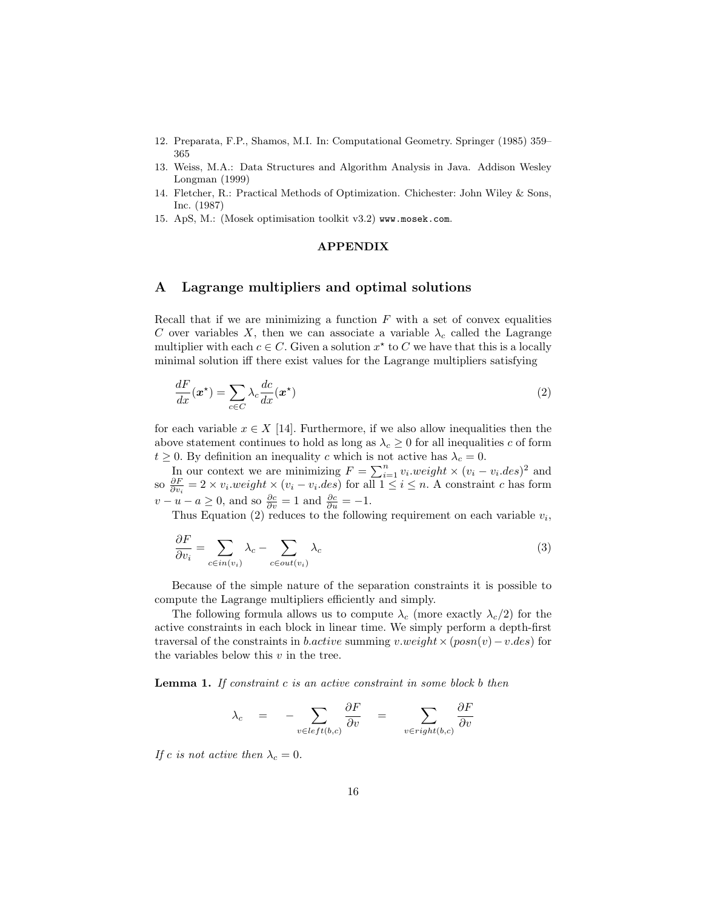12. Preparata, F.P., Shamos, M.I. In: Computational Geometry. Springer (1985) 359–365
13. Weiss, M.A.: Data Structures and Algorithm Analysis in Java. Addison Wesley Longman (1999)
14. Fletcher, R.: Practical Methods of Optimization. Chichester: John Wiley & Sons, Inc. (1987)
15. ApS, M.: (Mosek optimisation toolkit v3.2) www.mosek.com.

**APPENDIX**

## A Lagrange multipliers and optimal solutions

Recall that if we are minimizing a function $F$ with a set of convex equalities $C$ over variables $X$, then we can associate a variable $\lambda_c$ called the Lagrange multiplier with each $c \in C$. Given a solution $x^\star$ to $C$ we have that this is a locally minimal solution iff there exist values for the Lagrange multipliers satisfying

$$\frac{dF}{dx}(\boldsymbol{x}^\star) = \sum_{c \in C} \lambda_c \frac{dc}{dx}(\boldsymbol{x}^\star) \tag{2}$$

for each variable $x \in X$ [14]. Furthermore, if we also allow inequalities then the above statement continues to hold as long as $\lambda_c \geq 0$ for all inequalities $c$ of form $t \geq 0$. By definition an inequality $c$ which is not active has $\lambda_c = 0$.

In our context we are minimizing $F = \sum_{i=1}^{n} v_i.weight \times (v_i - v_i.des)^2$ and so $\frac{\partial F}{\partial v_i} = 2 \times v_i.weight \times (v_i - v_i.des)$ for all $1 \leq i \leq n$. A constraint $c$ has form $v - u - a \geq 0$, and so $\frac{\partial c}{\partial v} = 1$ and $\frac{\partial c}{\partial u} = -1$.

Thus Equation (2) reduces to the following requirement on each variable $v_i$,

$$\frac{\partial F}{\partial v_i} = \sum_{c \in in(v_i)} \lambda_c - \sum_{c \in out(v_i)} \lambda_c \tag{3}$$

Because of the simple nature of the separation constraints it is possible to compute the Lagrange multipliers efficiently and simply.

The following formula allows us to compute $\lambda_c$ (more exactly $\lambda_c/2$) for the active constraints in each block in linear time. We simply perform a depth-first traversal of the constraints in *b.active* summing $v.weight \times (posn(v) - v.des)$ for the variables below this $v$ in the tree.

**Lemma 1.** *If constraint $c$ is an active constraint in some block $b$ then*

$$\lambda_c \quad = \quad - \sum_{v \in left(b,c)} \frac{\partial F}{\partial v} \quad = \quad \sum_{v \in right(b,c)} \frac{\partial F}{\partial v}$$

*If $c$ is not active then $\lambda_c = 0$.*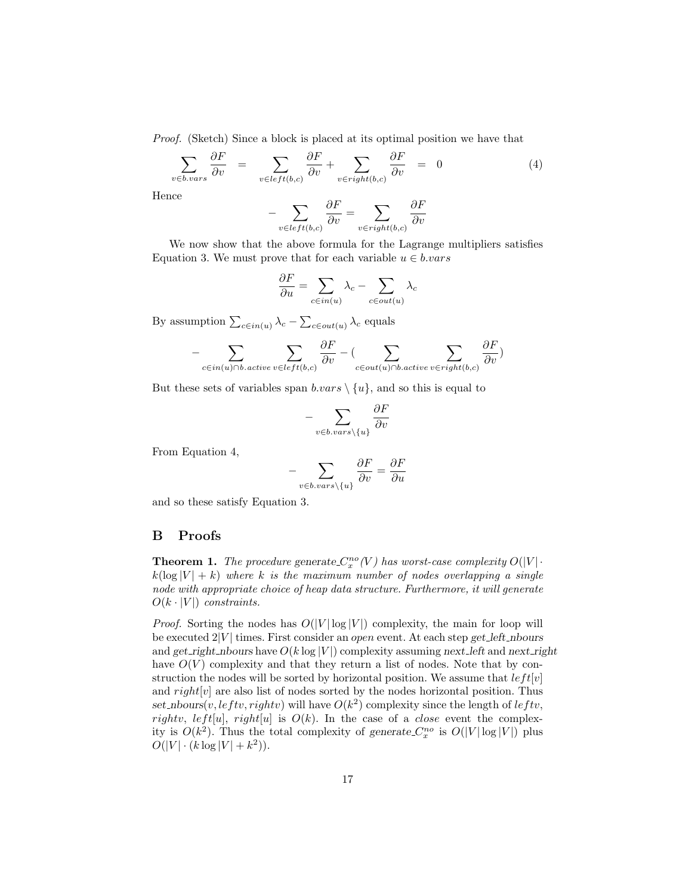*Proof.* (Sketch) Since a block is placed at its optimal position we have that

$$\sum_{v \in b.vars} \frac{\partial F}{\partial v} \quad = \quad \sum_{v \in left(b,c)} \frac{\partial F}{\partial v} + \sum_{v \in right(b,c)} \frac{\partial F}{\partial v} \quad = \quad 0 \tag{4}$$

Hence

$$-\sum_{v \in left(b,c)} \frac{\partial F}{\partial v} = \sum_{v \in right(b,c)} \frac{\partial F}{\partial v}$$

We now show that the above formula for the Lagrange multipliers satisfies Equation 3. We must prove that for each variable $u \in b.vars$

$$\frac{\partial F}{\partial u} = \sum_{c \in in(u)} \lambda_c - \sum_{c \in out(u)} \lambda_c$$

By assumption $\sum_{c \in in(u)} \lambda_c - \sum_{c \in out(u)} \lambda_c$ equals

$$-\sum_{c \in in(u) \cap b.active} \sum_{v \in left(b,c)} \frac{\partial F}{\partial v} - \left( \sum_{c \in out(u) \cap b.active} \sum_{v \in right(b,c)} \frac{\partial F}{\partial v} \right)$$

But these sets of variables span $b.vars \setminus \{u\}$, and so this is equal to

$$-\sum_{v \in b.vars \setminus \{u\}} \frac{\partial F}{\partial v}$$

From Equation 4,

$$-\sum_{v \in b.vars \setminus \{u\}} \frac{\partial F}{\partial v} = \frac{\partial F}{\partial u}$$

and so these satisfy Equation 3.

## B Proofs

**Theorem 1.** *The procedure generate_$C_x^{no}(V)$ has worst-case complexity $O(|V| \cdot k(\log|V| + k))$ where $k$ is the maximum number of nodes overlapping a single node with appropriate choice of heap data structure. Furthermore, it will generate $O(k \cdot |V|)$ constraints.*

*Proof.* Sorting the nodes has $O(|V|\log|V|)$ complexity, the main for loop will be executed $2|V|$ times. First consider an *open* event. At each step *get_left_nbours* and *get_right_nbours* have $O(k \log|V|)$ complexity assuming *next_left* and *next_right* have $O(V)$ complexity and that they return a list of nodes. Note that by construction the nodes will be sorted by horizontal position. We assume that $left[v]$ and $right[v]$ are also list of nodes sorted by the nodes horizontal position. Thus *set_nbours*$(v, leftv, rightv)$ will have $O(k^2)$ complexity since the length of $leftv$, $rightv$, $left[u]$, $right[u]$ is $O(k)$. In the case of a *close* event the complexity is $O(k^2)$. Thus the total complexity of *generate_*$C_x^{no}$ is $O(|V|\log|V|)$ plus $O(|V| \cdot (k \log|V| + k^2))$.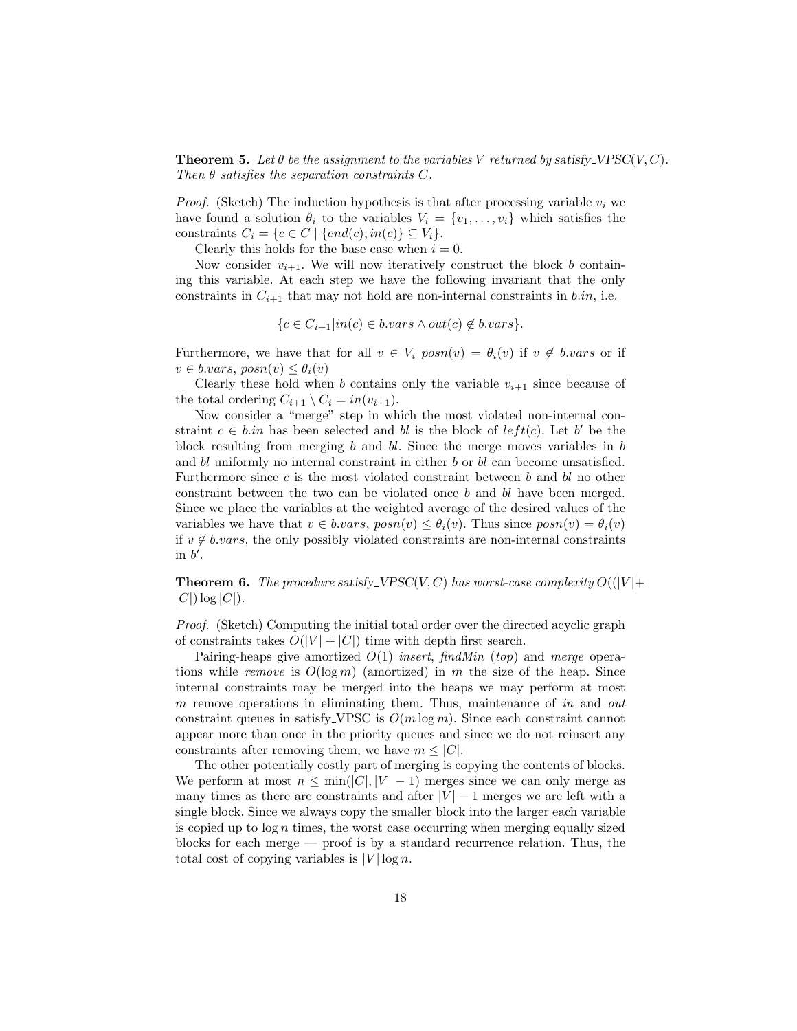**Theorem 5.** *Let $\theta$ be the assignment to the variables $V$ returned by* satisfy_VPSC$(V, C)$. *Then $\theta$ satisfies the separation constraints $C$.*

*Proof.* (Sketch) The induction hypothesis is that after processing variable $v_i$ we have found a solution $\theta_i$ to the variables $V_i = \{v_1, \ldots, v_i\}$ which satisfies the constraints $C_i = \{c \in C \mid \{end(c), in(c)\} \subseteq V_i\}$.

Clearly this holds for the base case when $i = 0$.

Now consider $v_{i+1}$. We will now iteratively construct the block $b$ containing this variable. At each step we have the following invariant that the only constraints in $C_{i+1}$ that may not hold are non-internal constraints in $b.in$, i.e.

$$\{c \in C_{i+1} | in(c) \in b.vars \wedge out(c) \notin b.vars\}.$$

Furthermore, we have that for all $v \in V_i$ $posn(v) = \theta_i(v)$ if $v \notin b.vars$ or if $v \in b.vars$, $posn(v) \leq \theta_i(v)$

Clearly these hold when $b$ contains only the variable $v_{i+1}$ since because of the total ordering $C_{i+1} \setminus C_i = in(v_{i+1})$.

Now consider a "merge" step in which the most violated non-internal constraint $c \in b.in$ has been selected and $bl$ is the block of $left(c)$. Let $b'$ be the block resulting from merging $b$ and $bl$. Since the merge moves variables in $b$ and $bl$ uniformly no internal constraint in either $b$ or $bl$ can become unsatisfied. Furthermore since $c$ is the most violated constraint between $b$ and $bl$ no other constraint between the two can be violated once $b$ and $bl$ have been merged. Since we place the variables at the weighted average of the desired values of the variables we have that $v \in b.vars$, $posn(v) \leq \theta_i(v)$. Thus since $posn(v) = \theta_i(v)$ if $v \notin b.vars$, the only possibly violated constraints are non-internal constraints in $b'$.

**Theorem 6.** *The procedure* satisfy_VPSC$(V, C)$ *has worst-case complexity* $O((|V| + |C|) \log |C|)$.

*Proof.* (Sketch) Computing the initial total order over the directed acyclic graph of constraints takes $O(|V| + |C|)$ time with depth first search.

Pairing-heaps give amortized $O(1)$ *insert*, *findMin* (*top*) and *merge* operations while *remove* is $O(\log m)$ (amortized) in $m$ the size of the heap. Since internal constraints may be merged into the heaps we may perform at most $m$ remove operations in eliminating them. Thus, maintenance of *in* and *out* constraint queues in satisfy_VPSC is $O(m \log m)$. Since each constraint cannot appear more than once in the priority queues and since we do not reinsert any constraints after removing them, we have $m \leq |C|$.

The other potentially costly part of merging is copying the contents of blocks. We perform at most $n \leq \min(|C|, |V| - 1)$ merges since we can only merge as many times as there are constraints and after $|V| - 1$ merges we are left with a single block. Since we always copy the smaller block into the larger each variable is copied up to $\log n$ times, the worst case occurring when merging equally sized blocks for each merge — proof is by a standard recurrence relation. Thus, the total cost of copying variables is $|V| \log n$.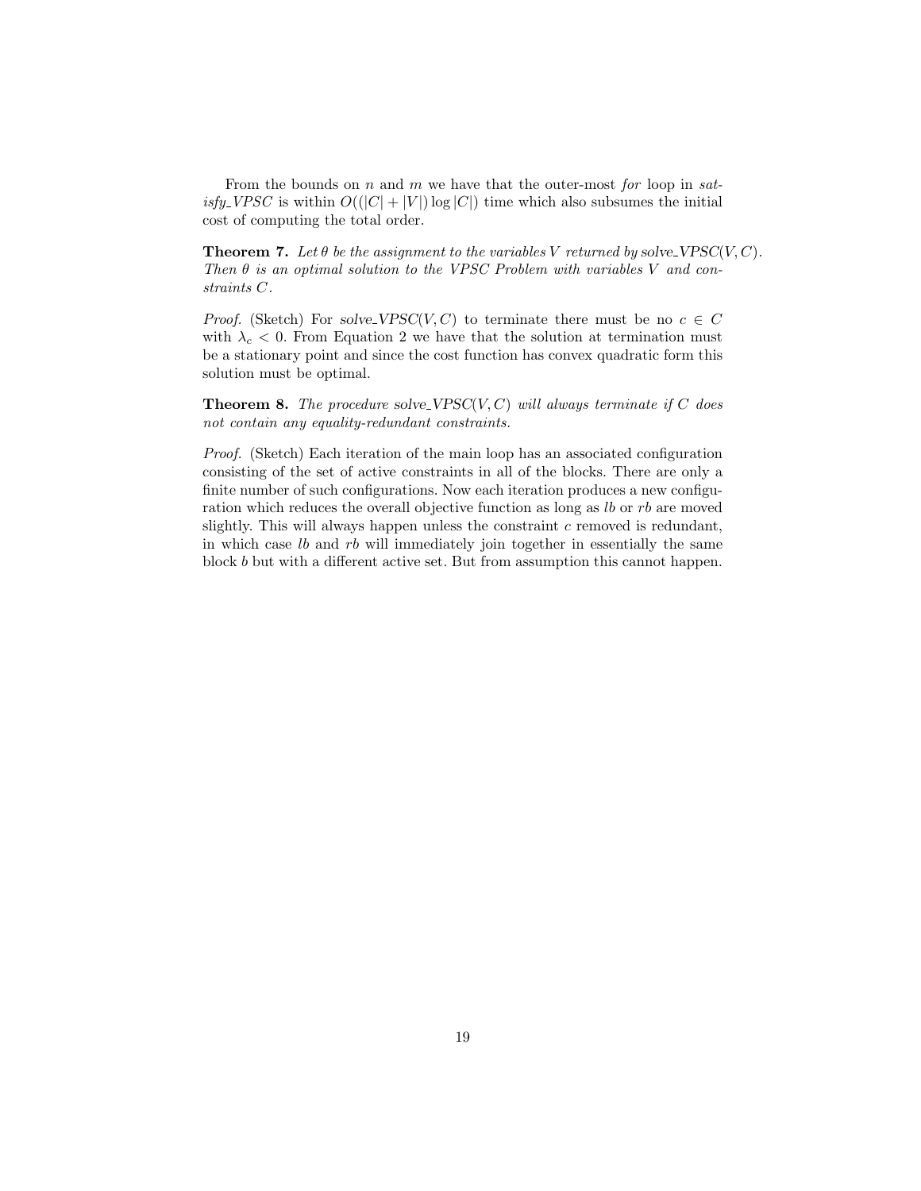From the bounds on $n$ and $m$ we have that the outer-most *for* loop in *satisfy_VPSC* is within $O((|C| + |V|) \log |C|)$ time which also subsumes the initial cost of computing the total order.

**Theorem 7.** *Let $\theta$ be the assignment to the variables $V$ returned by solve_VPSC$(V, C)$. Then $\theta$ is an optimal solution to the VPSC Problem with variables $V$ and constraints $C$.*

*Proof.* (Sketch) For *solve_VPSC*$(V, C)$ to terminate there must be no $c \in C$ with $\lambda_c < 0$. From Equation 2 we have that the solution at termination must be a stationary point and since the cost function has convex quadratic form this solution must be optimal.

**Theorem 8.** *The procedure solve_VPSC$(V, C)$ will always terminate if $C$ does not contain any equality-redundant constraints.*

*Proof.* (Sketch) Each iteration of the main loop has an associated configuration consisting of the set of active constraints in all of the blocks. There are only a finite number of such configurations. Now each iteration produces a new configuration which reduces the overall objective function as long as *lb* or *rb* are moved slightly. This will always happen unless the constraint $c$ removed is redundant, in which case *lb* and *rb* will immediately join together in essentially the same block $b$ but with a different active set. But from assumption this cannot happen.